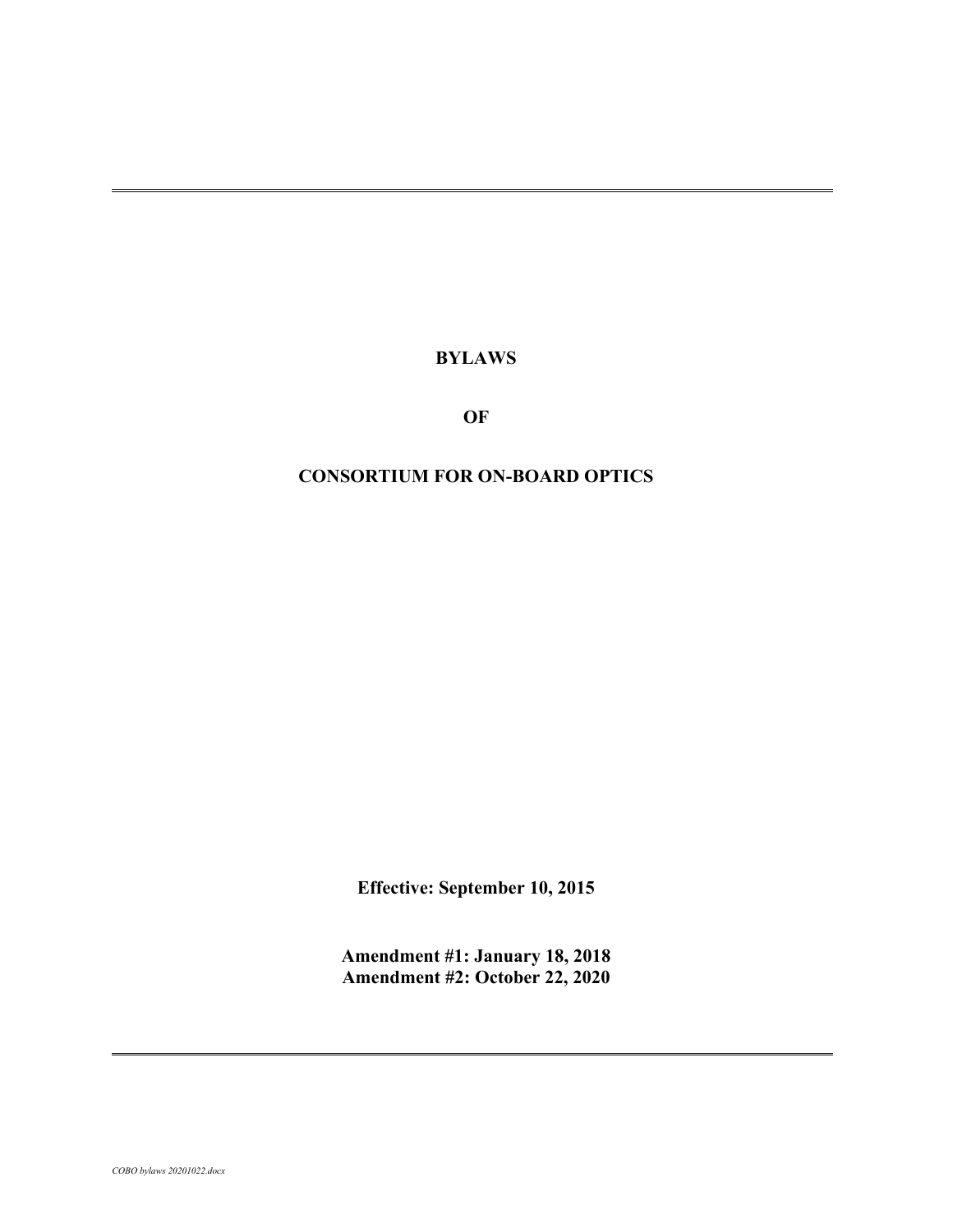# BYLAWS

# OF

# CONSORTIUM FOR ON-BOARD OPTICS

**Effective: September 10, 2015**

**Amendment #1: January 18, 2018**
**Amendment #2: October 22, 2020**

*COBO bylaws 20201022.docx*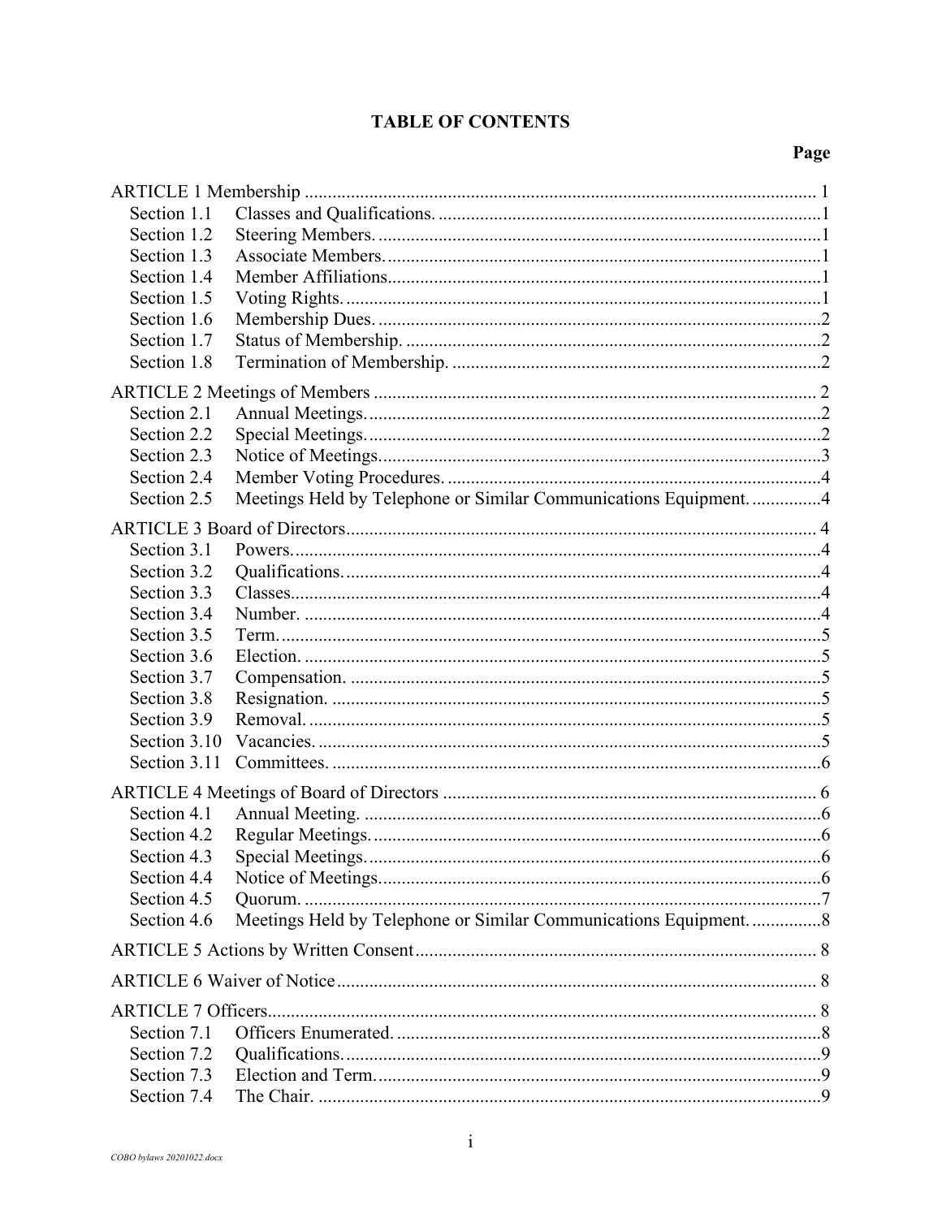# TABLE OF CONTENTS

| | | Page |
|---|---|---|
| ARTICLE 1 Membership | | 1 |
| Section 1.1 | Classes and Qualifications. | 1 |
| Section 1.2 | Steering Members. | 1 |
| Section 1.3 | Associate Members. | 1 |
| Section 1.4 | Member Affiliations | 1 |
| Section 1.5 | Voting Rights. | 1 |
| Section 1.6 | Membership Dues. | 2 |
| Section 1.7 | Status of Membership. | 2 |
| Section 1.8 | Termination of Membership. | 2 |
| ARTICLE 2 Meetings of Members | | 2 |
| Section 2.1 | Annual Meetings. | 2 |
| Section 2.2 | Special Meetings. | 2 |
| Section 2.3 | Notice of Meetings. | 3 |
| Section 2.4 | Member Voting Procedures. | 4 |
| Section 2.5 | Meetings Held by Telephone or Similar Communications Equipment. | 4 |
| ARTICLE 3 Board of Directors | | 4 |
| Section 3.1 | Powers. | 4 |
| Section 3.2 | Qualifications. | 4 |
| Section 3.3 | Classes. | 4 |
| Section 3.4 | Number. | 4 |
| Section 3.5 | Term. | 5 |
| Section 3.6 | Election. | 5 |
| Section 3.7 | Compensation. | 5 |
| Section 3.8 | Resignation. | 5 |
| Section 3.9 | Removal. | 5 |
| Section 3.10 | Vacancies. | 5 |
| Section 3.11 | Committees. | 6 |
| ARTICLE 4 Meetings of Board of Directors | | 6 |
| Section 4.1 | Annual Meeting. | 6 |
| Section 4.2 | Regular Meetings. | 6 |
| Section 4.3 | Special Meetings. | 6 |
| Section 4.4 | Notice of Meetings. | 6 |
| Section 4.5 | Quorum. | 7 |
| Section 4.6 | Meetings Held by Telephone or Similar Communications Equipment. | 8 |
| ARTICLE 5 Actions by Written Consent | | 8 |
| ARTICLE 6 Waiver of Notice | | 8 |
| ARTICLE 7 Officers | | 8 |
| Section 7.1 | Officers Enumerated. | 8 |
| Section 7.2 | Qualifications. | 9 |
| Section 7.3 | Election and Term. | 9 |
| Section 7.4 | The Chair. | 9 |

COBO bylaws 20201022.docx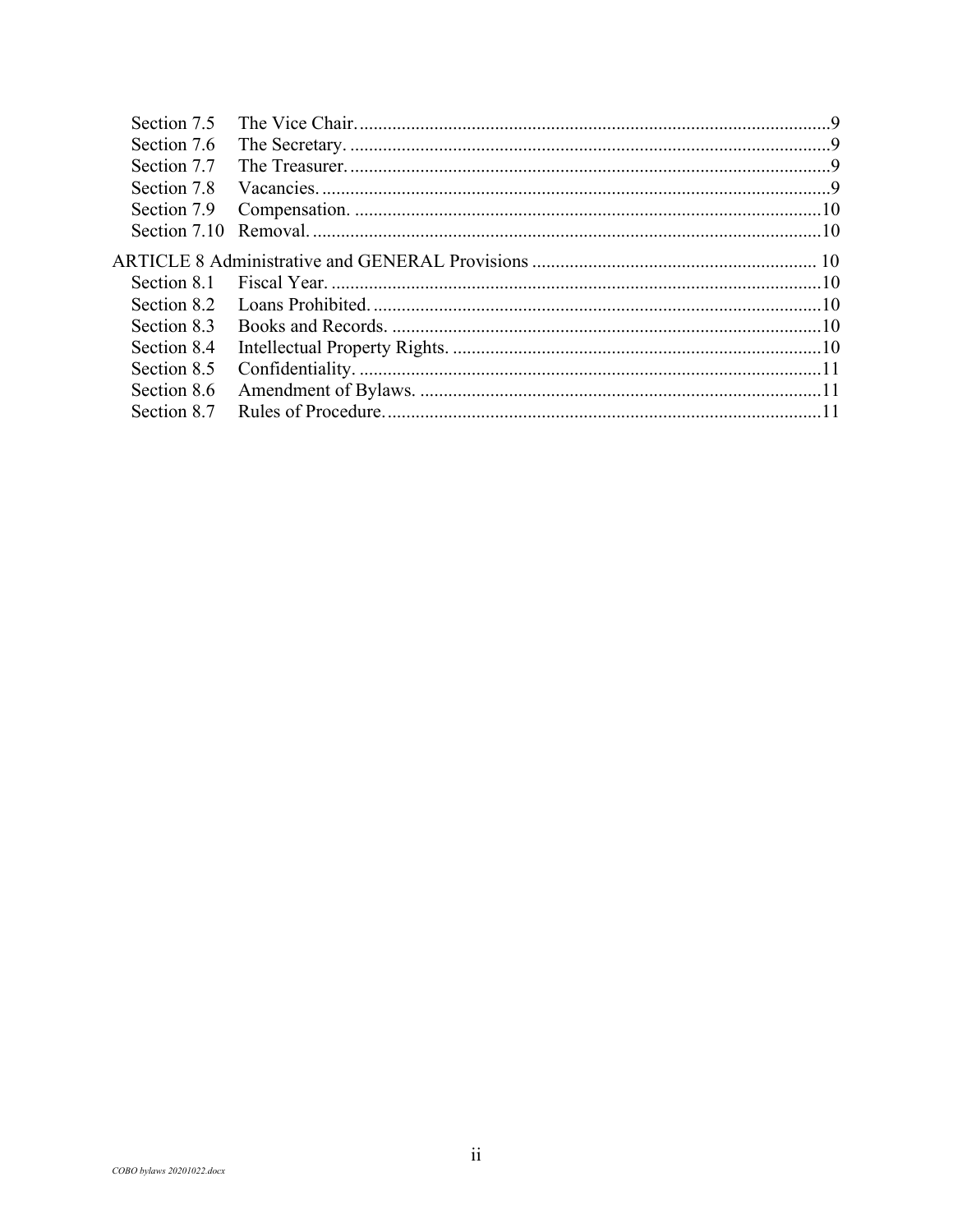| | | |
|---|---|---|
| Section 7.5 | The Vice Chair. | 9 |
| Section 7.6 | The Secretary. | 9 |
| Section 7.7 | The Treasurer. | 9 |
| Section 7.8 | Vacancies. | 9 |
| Section 7.9 | Compensation. | 10 |
| Section 7.10 | Removal. | 10 |
| ARTICLE 8 Administrative and GENERAL Provisions | | 10 |
| Section 8.1 | Fiscal Year. | 10 |
| Section 8.2 | Loans Prohibited. | 10 |
| Section 8.3 | Books and Records. | 10 |
| Section 8.4 | Intellectual Property Rights. | 10 |
| Section 8.5 | Confidentiality. | 11 |
| Section 8.6 | Amendment of Bylaws. | 11 |
| Section 8.7 | Rules of Procedure. | 11 |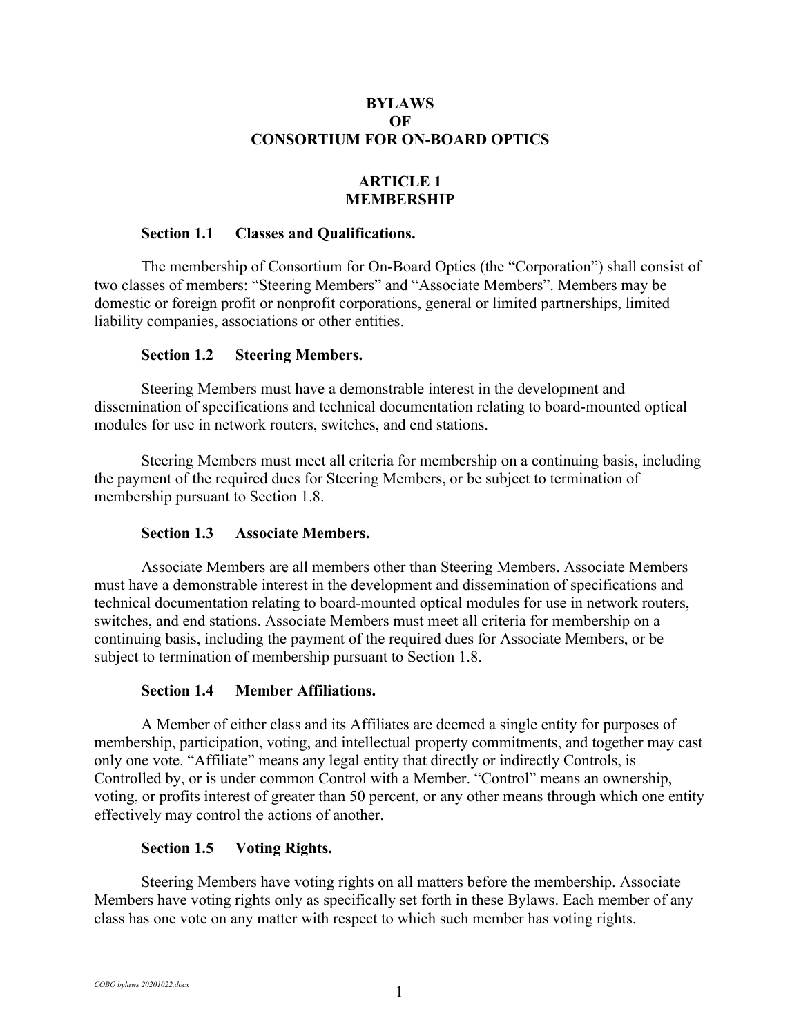# BYLAWS
# OF
# CONSORTIUM FOR ON-BOARD OPTICS

## ARTICLE 1
## MEMBERSHIP

### Section 1.1 Classes and Qualifications.

The membership of Consortium for On-Board Optics (the "Corporation") shall consist of two classes of members: "Steering Members" and "Associate Members". Members may be domestic or foreign profit or nonprofit corporations, general or limited partnerships, limited liability companies, associations or other entities.

### Section 1.2 Steering Members.

Steering Members must have a demonstrable interest in the development and dissemination of specifications and technical documentation relating to board-mounted optical modules for use in network routers, switches, and end stations.

Steering Members must meet all criteria for membership on a continuing basis, including the payment of the required dues for Steering Members, or be subject to termination of membership pursuant to Section 1.8.

### Section 1.3 Associate Members.

Associate Members are all members other than Steering Members. Associate Members must have a demonstrable interest in the development and dissemination of specifications and technical documentation relating to board-mounted optical modules for use in network routers, switches, and end stations. Associate Members must meet all criteria for membership on a continuing basis, including the payment of the required dues for Associate Members, or be subject to termination of membership pursuant to Section 1.8.

### Section 1.4 Member Affiliations.

A Member of either class and its Affiliates are deemed a single entity for purposes of membership, participation, voting, and intellectual property commitments, and together may cast only one vote. "Affiliate" means any legal entity that directly or indirectly Controls, is Controlled by, or is under common Control with a Member. "Control" means an ownership, voting, or profits interest of greater than 50 percent, or any other means through which one entity effectively may control the actions of another.

### Section 1.5 Voting Rights.

Steering Members have voting rights on all matters before the membership. Associate Members have voting rights only as specifically set forth in these Bylaws. Each member of any class has one vote on any matter with respect to which such member has voting rights.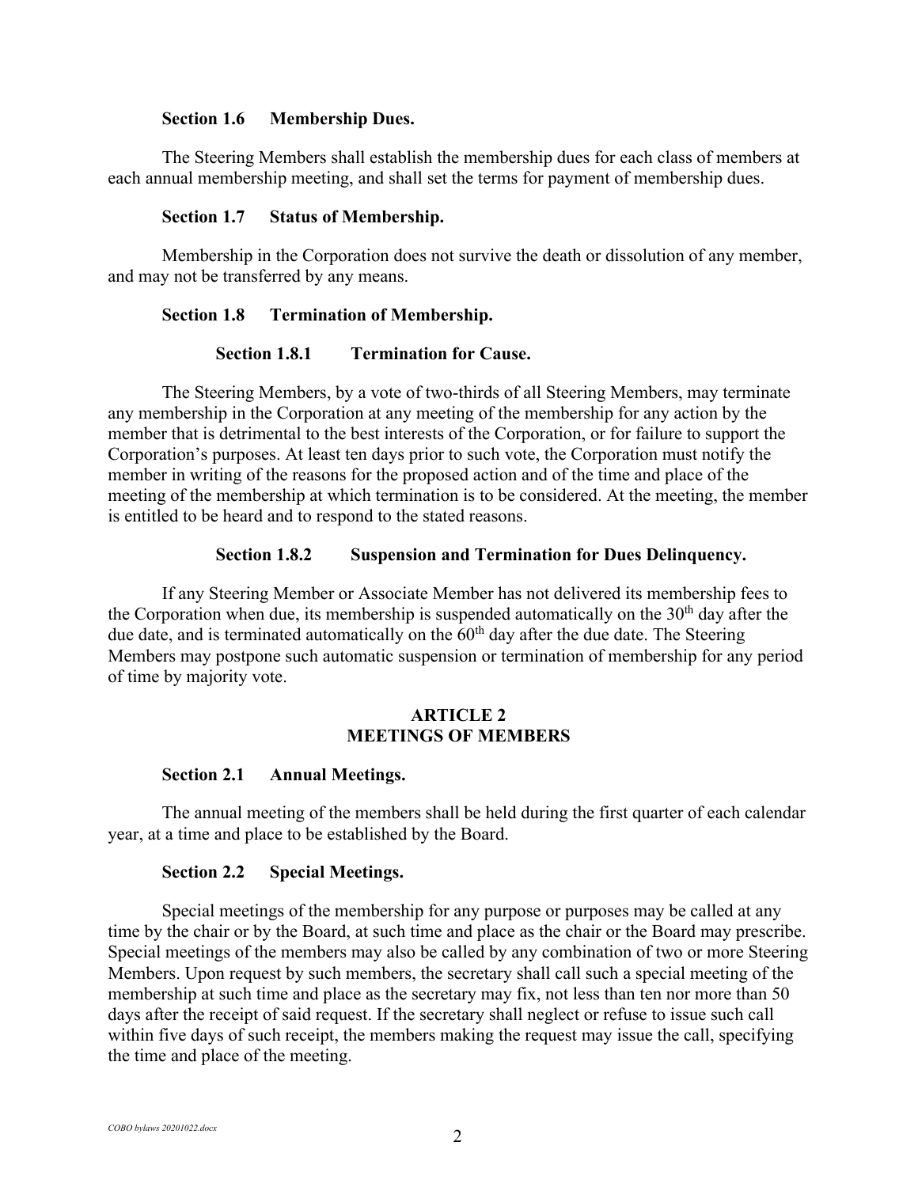### Section 1.6 Membership Dues.

The Steering Members shall establish the membership dues for each class of members at each annual membership meeting, and shall set the terms for payment of membership dues.

### Section 1.7 Status of Membership.

Membership in the Corporation does not survive the death or dissolution of any member, and may not be transferred by any means.

### Section 1.8 Termination of Membership.

#### Section 1.8.1 Termination for Cause.

The Steering Members, by a vote of two-thirds of all Steering Members, may terminate any membership in the Corporation at any meeting of the membership for any action by the member that is detrimental to the best interests of the Corporation, or for failure to support the Corporation's purposes. At least ten days prior to such vote, the Corporation must notify the member in writing of the reasons for the proposed action and of the time and place of the meeting of the membership at which termination is to be considered. At the meeting, the member is entitled to be heard and to respond to the stated reasons.

#### Section 1.8.2 Suspension and Termination for Dues Delinquency.

If any Steering Member or Associate Member has not delivered its membership fees to the Corporation when due, its membership is suspended automatically on the 30th day after the due date, and is terminated automatically on the 60th day after the due date. The Steering Members may postpone such automatic suspension or termination of membership for any period of time by majority vote.

## ARTICLE 2
## MEETINGS OF MEMBERS

### Section 2.1 Annual Meetings.

The annual meeting of the members shall be held during the first quarter of each calendar year, at a time and place to be established by the Board.

### Section 2.2 Special Meetings.

Special meetings of the membership for any purpose or purposes may be called at any time by the chair or by the Board, at such time and place as the chair or the Board may prescribe. Special meetings of the members may also be called by any combination of two or more Steering Members. Upon request by such members, the secretary shall call such a special meeting of the membership at such time and place as the secretary may fix, not less than ten nor more than 50 days after the receipt of said request. If the secretary shall neglect or refuse to issue such call within five days of such receipt, the members making the request may issue the call, specifying the time and place of the meeting.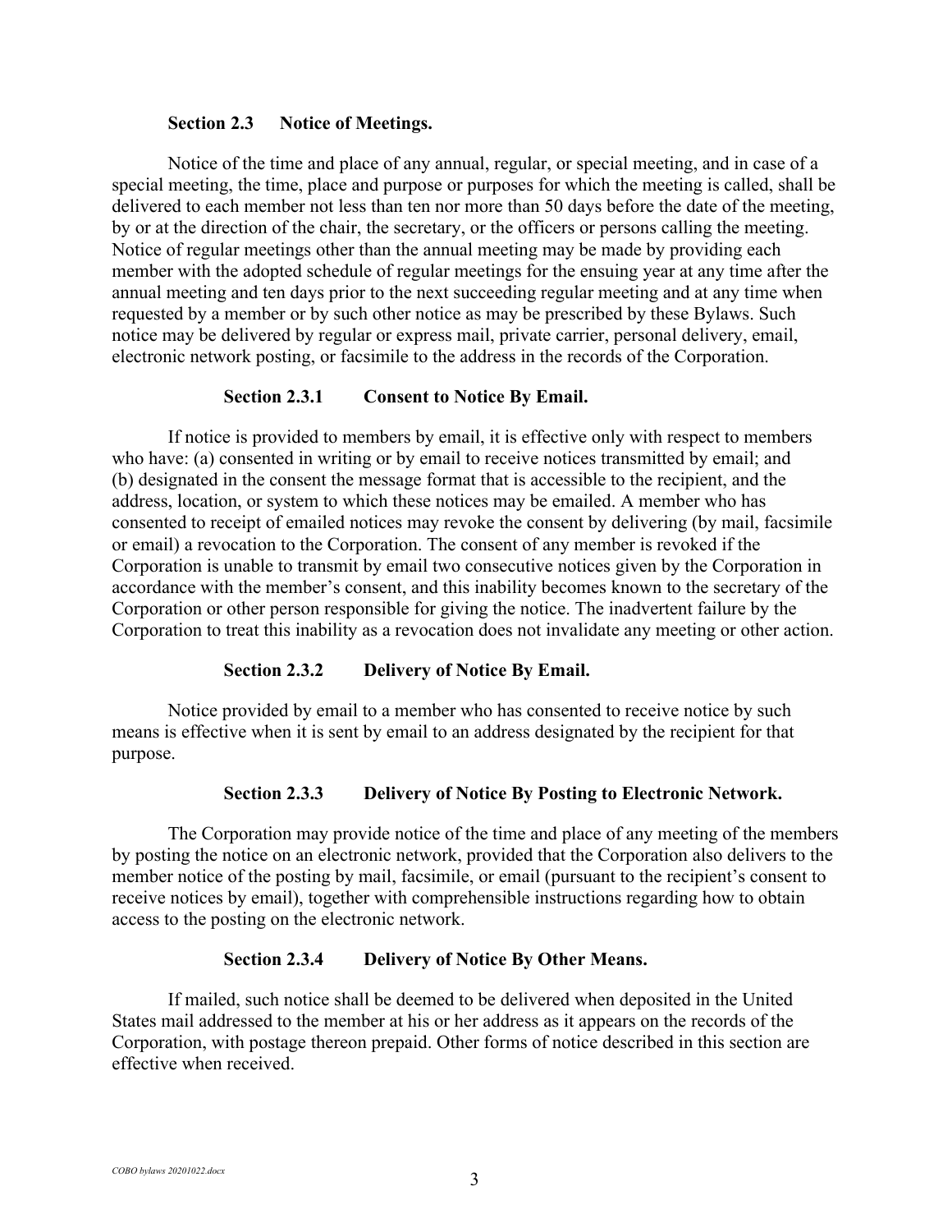### Section 2.3 Notice of Meetings.

Notice of the time and place of any annual, regular, or special meeting, and in case of a special meeting, the time, place and purpose or purposes for which the meeting is called, shall be delivered to each member not less than ten nor more than 50 days before the date of the meeting, by or at the direction of the chair, the secretary, or the officers or persons calling the meeting. Notice of regular meetings other than the annual meeting may be made by providing each member with the adopted schedule of regular meetings for the ensuing year at any time after the annual meeting and ten days prior to the next succeeding regular meeting and at any time when requested by a member or by such other notice as may be prescribed by these Bylaws. Such notice may be delivered by regular or express mail, private carrier, personal delivery, email, electronic network posting, or facsimile to the address in the records of the Corporation.

#### Section 2.3.1 Consent to Notice By Email.

If notice is provided to members by email, it is effective only with respect to members who have: (a) consented in writing or by email to receive notices transmitted by email; and (b) designated in the consent the message format that is accessible to the recipient, and the address, location, or system to which these notices may be emailed. A member who has consented to receipt of emailed notices may revoke the consent by delivering (by mail, facsimile or email) a revocation to the Corporation. The consent of any member is revoked if the Corporation is unable to transmit by email two consecutive notices given by the Corporation in accordance with the member's consent, and this inability becomes known to the secretary of the Corporation or other person responsible for giving the notice. The inadvertent failure by the Corporation to treat this inability as a revocation does not invalidate any meeting or other action.

#### Section 2.3.2 Delivery of Notice By Email.

Notice provided by email to a member who has consented to receive notice by such means is effective when it is sent by email to an address designated by the recipient for that purpose.

#### Section 2.3.3 Delivery of Notice By Posting to Electronic Network.

The Corporation may provide notice of the time and place of any meeting of the members by posting the notice on an electronic network, provided that the Corporation also delivers to the member notice of the posting by mail, facsimile, or email (pursuant to the recipient's consent to receive notices by email), together with comprehensible instructions regarding how to obtain access to the posting on the electronic network.

#### Section 2.3.4 Delivery of Notice By Other Means.

If mailed, such notice shall be deemed to be delivered when deposited in the United States mail addressed to the member at his or her address as it appears on the records of the Corporation, with postage thereon prepaid. Other forms of notice described in this section are effective when received.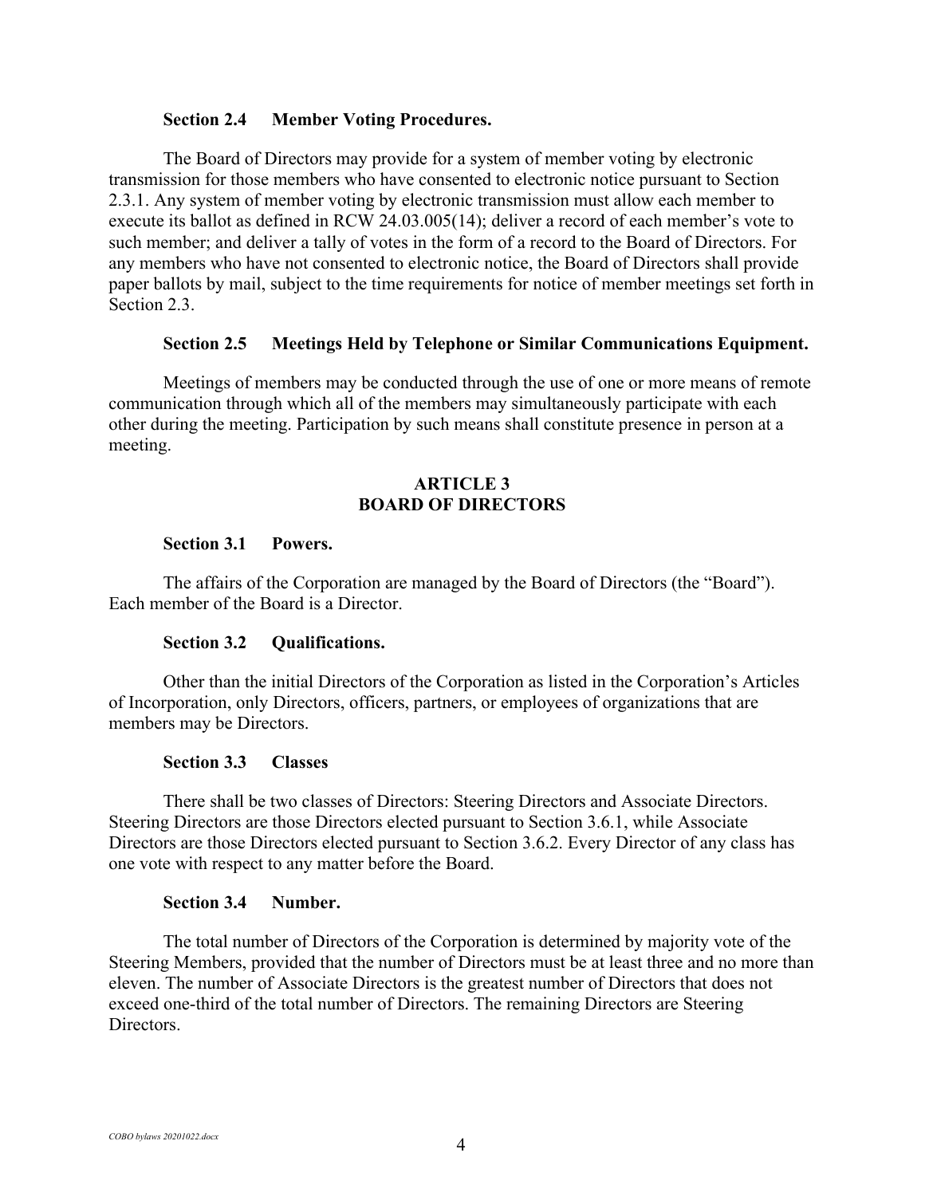### Section 2.4 Member Voting Procedures.

The Board of Directors may provide for a system of member voting by electronic transmission for those members who have consented to electronic notice pursuant to Section 2.3.1. Any system of member voting by electronic transmission must allow each member to execute its ballot as defined in RCW 24.03.005(14); deliver a record of each member's vote to such member; and deliver a tally of votes in the form of a record to the Board of Directors. For any members who have not consented to electronic notice, the Board of Directors shall provide paper ballots by mail, subject to the time requirements for notice of member meetings set forth in Section 2.3.

### Section 2.5 Meetings Held by Telephone or Similar Communications Equipment.

Meetings of members may be conducted through the use of one or more means of remote communication through which all of the members may simultaneously participate with each other during the meeting. Participation by such means shall constitute presence in person at a meeting.

## ARTICLE 3
## BOARD OF DIRECTORS

### Section 3.1 Powers.

The affairs of the Corporation are managed by the Board of Directors (the "Board"). Each member of the Board is a Director.

### Section 3.2 Qualifications.

Other than the initial Directors of the Corporation as listed in the Corporation's Articles of Incorporation, only Directors, officers, partners, or employees of organizations that are members may be Directors.

### Section 3.3 Classes

There shall be two classes of Directors: Steering Directors and Associate Directors. Steering Directors are those Directors elected pursuant to Section 3.6.1, while Associate Directors are those Directors elected pursuant to Section 3.6.2. Every Director of any class has one vote with respect to any matter before the Board.

### Section 3.4 Number.

The total number of Directors of the Corporation is determined by majority vote of the Steering Members, provided that the number of Directors must be at least three and no more than eleven. The number of Associate Directors is the greatest number of Directors that does not exceed one-third of the total number of Directors. The remaining Directors are Steering Directors.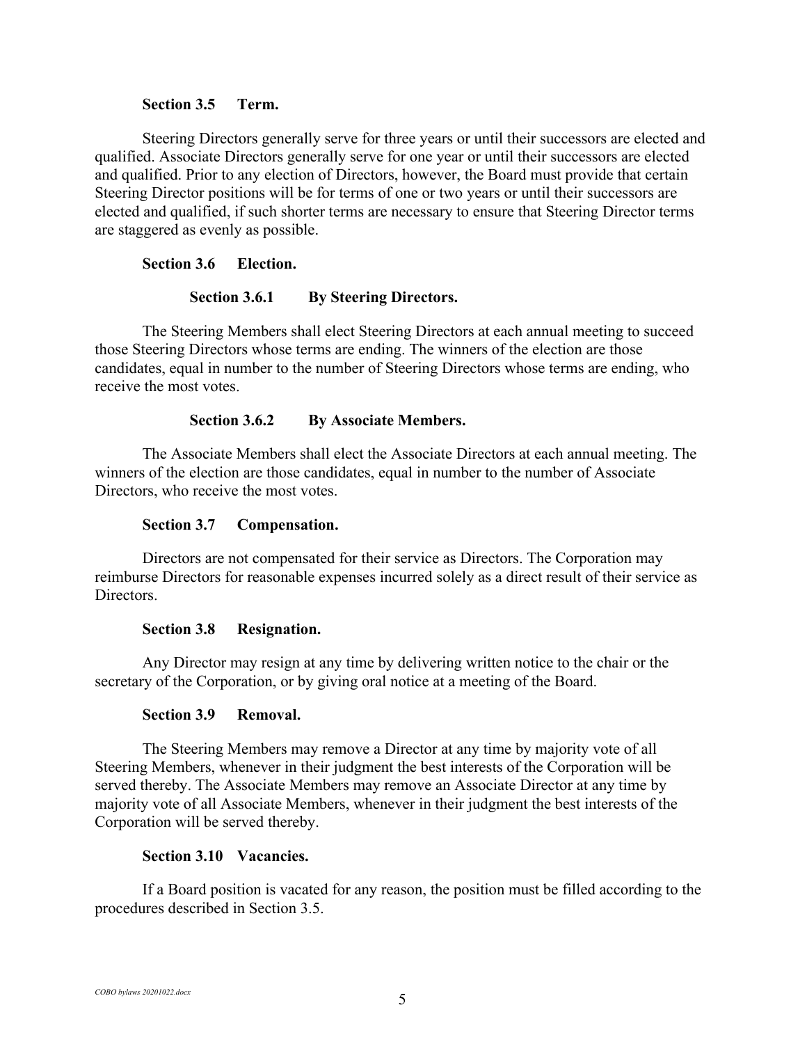### Section 3.5 Term.

Steering Directors generally serve for three years or until their successors are elected and qualified. Associate Directors generally serve for one year or until their successors are elected and qualified. Prior to any election of Directors, however, the Board must provide that certain Steering Director positions will be for terms of one or two years or until their successors are elected and qualified, if such shorter terms are necessary to ensure that Steering Director terms are staggered as evenly as possible.

### Section 3.6 Election.

#### Section 3.6.1 By Steering Directors.

The Steering Members shall elect Steering Directors at each annual meeting to succeed those Steering Directors whose terms are ending. The winners of the election are those candidates, equal in number to the number of Steering Directors whose terms are ending, who receive the most votes.

#### Section 3.6.2 By Associate Members.

The Associate Members shall elect the Associate Directors at each annual meeting. The winners of the election are those candidates, equal in number to the number of Associate Directors, who receive the most votes.

### Section 3.7 Compensation.

Directors are not compensated for their service as Directors. The Corporation may reimburse Directors for reasonable expenses incurred solely as a direct result of their service as Directors.

### Section 3.8 Resignation.

Any Director may resign at any time by delivering written notice to the chair or the secretary of the Corporation, or by giving oral notice at a meeting of the Board.

### Section 3.9 Removal.

The Steering Members may remove a Director at any time by majority vote of all Steering Members, whenever in their judgment the best interests of the Corporation will be served thereby. The Associate Members may remove an Associate Director at any time by majority vote of all Associate Members, whenever in their judgment the best interests of the Corporation will be served thereby.

### Section 3.10 Vacancies.

If a Board position is vacated for any reason, the position must be filled according to the procedures described in Section 3.5.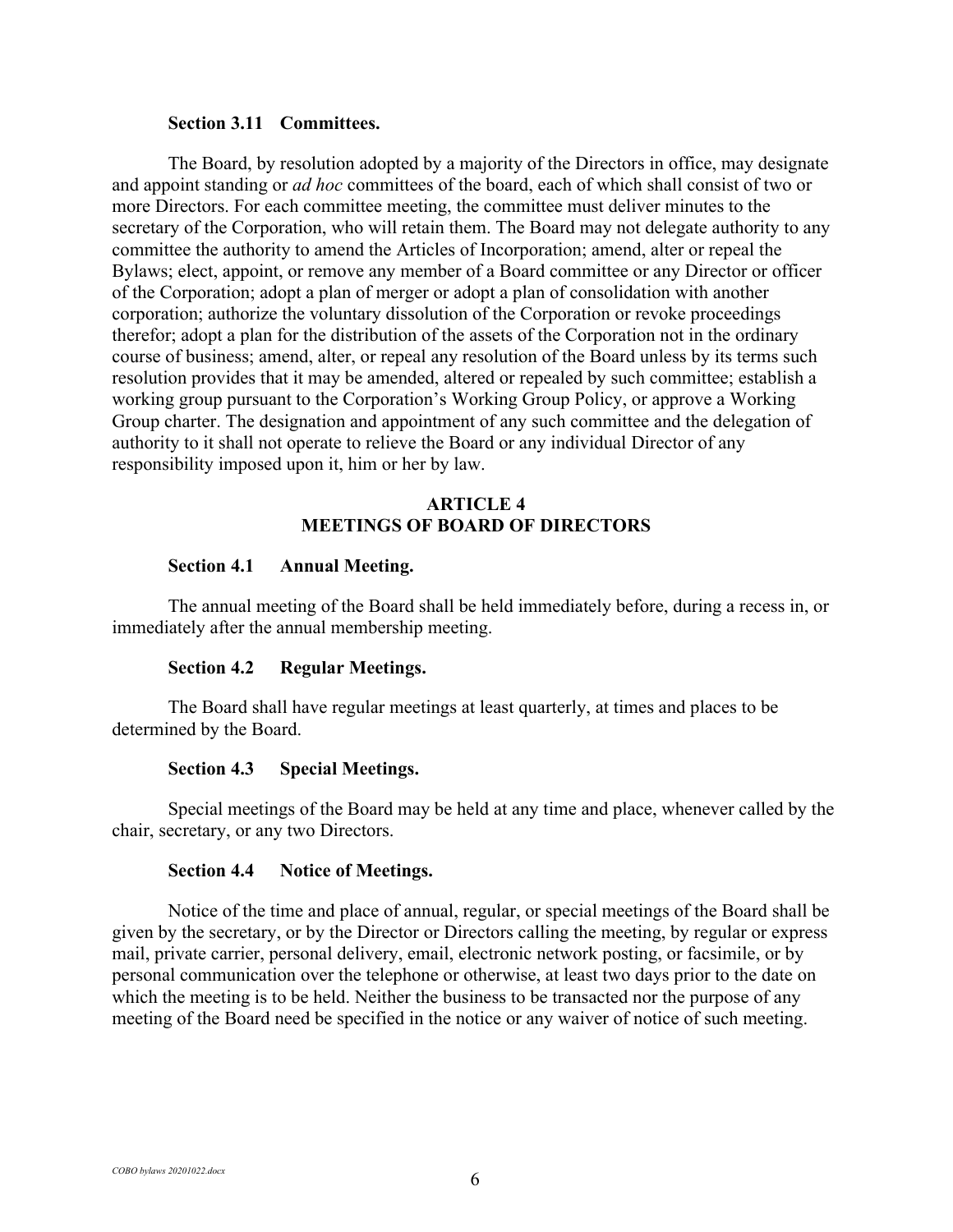### Section 3.11 Committees.

The Board, by resolution adopted by a majority of the Directors in office, may designate and appoint standing or *ad hoc* committees of the board, each of which shall consist of two or more Directors. For each committee meeting, the committee must deliver minutes to the secretary of the Corporation, who will retain them. The Board may not delegate authority to any committee the authority to amend the Articles of Incorporation; amend, alter or repeal the Bylaws; elect, appoint, or remove any member of a Board committee or any Director or officer of the Corporation; adopt a plan of merger or adopt a plan of consolidation with another corporation; authorize the voluntary dissolution of the Corporation or revoke proceedings therefor; adopt a plan for the distribution of the assets of the Corporation not in the ordinary course of business; amend, alter, or repeal any resolution of the Board unless by its terms such resolution provides that it may be amended, altered or repealed by such committee; establish a working group pursuant to the Corporation's Working Group Policy, or approve a Working Group charter. The designation and appointment of any such committee and the delegation of authority to it shall not operate to relieve the Board or any individual Director of any responsibility imposed upon it, him or her by law.

## ARTICLE 4
## MEETINGS OF BOARD OF DIRECTORS

### Section 4.1 Annual Meeting.

The annual meeting of the Board shall be held immediately before, during a recess in, or immediately after the annual membership meeting.

### Section 4.2 Regular Meetings.

The Board shall have regular meetings at least quarterly, at times and places to be determined by the Board.

### Section 4.3 Special Meetings.

Special meetings of the Board may be held at any time and place, whenever called by the chair, secretary, or any two Directors.

### Section 4.4 Notice of Meetings.

Notice of the time and place of annual, regular, or special meetings of the Board shall be given by the secretary, or by the Director or Directors calling the meeting, by regular or express mail, private carrier, personal delivery, email, electronic network posting, or facsimile, or by personal communication over the telephone or otherwise, at least two days prior to the date on which the meeting is to be held. Neither the business to be transacted nor the purpose of any meeting of the Board need be specified in the notice or any waiver of notice of such meeting.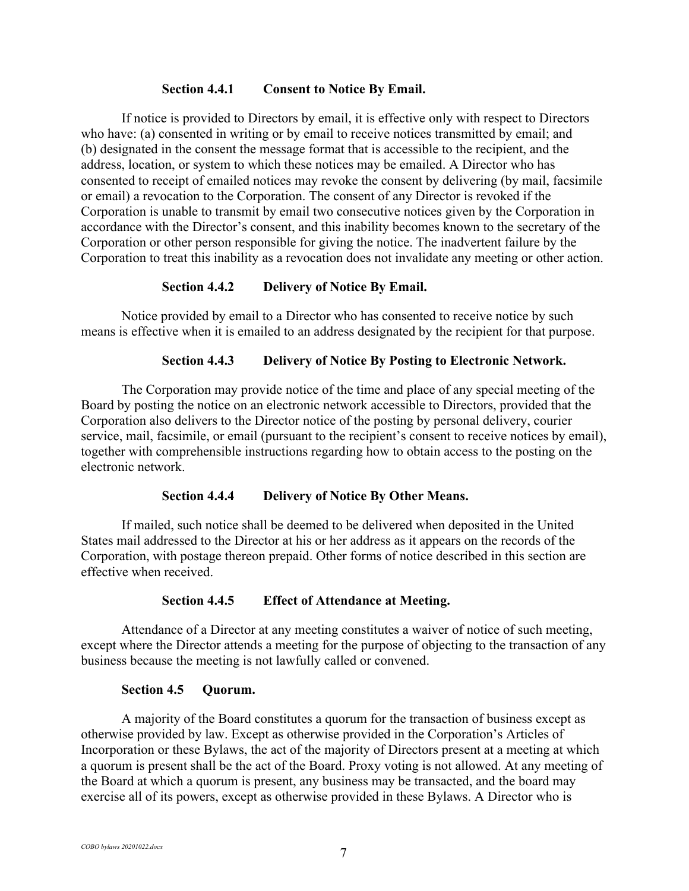#### Section 4.4.1 Consent to Notice By Email.

If notice is provided to Directors by email, it is effective only with respect to Directors who have: (a) consented in writing or by email to receive notices transmitted by email; and (b) designated in the consent the message format that is accessible to the recipient, and the address, location, or system to which these notices may be emailed. A Director who has consented to receipt of emailed notices may revoke the consent by delivering (by mail, facsimile or email) a revocation to the Corporation. The consent of any Director is revoked if the Corporation is unable to transmit by email two consecutive notices given by the Corporation in accordance with the Director's consent, and this inability becomes known to the secretary of the Corporation or other person responsible for giving the notice. The inadvertent failure by the Corporation to treat this inability as a revocation does not invalidate any meeting or other action.

#### Section 4.4.2 Delivery of Notice By Email.

Notice provided by email to a Director who has consented to receive notice by such means is effective when it is emailed to an address designated by the recipient for that purpose.

#### Section 4.4.3 Delivery of Notice By Posting to Electronic Network.

The Corporation may provide notice of the time and place of any special meeting of the Board by posting the notice on an electronic network accessible to Directors, provided that the Corporation also delivers to the Director notice of the posting by personal delivery, courier service, mail, facsimile, or email (pursuant to the recipient's consent to receive notices by email), together with comprehensible instructions regarding how to obtain access to the posting on the electronic network.

#### Section 4.4.4 Delivery of Notice By Other Means.

If mailed, such notice shall be deemed to be delivered when deposited in the United States mail addressed to the Director at his or her address as it appears on the records of the Corporation, with postage thereon prepaid. Other forms of notice described in this section are effective when received.

#### Section 4.4.5 Effect of Attendance at Meeting.

Attendance of a Director at any meeting constitutes a waiver of notice of such meeting, except where the Director attends a meeting for the purpose of objecting to the transaction of any business because the meeting is not lawfully called or convened.

### Section 4.5 Quorum.

A majority of the Board constitutes a quorum for the transaction of business except as otherwise provided by law. Except as otherwise provided in the Corporation's Articles of Incorporation or these Bylaws, the act of the majority of Directors present at a meeting at which a quorum is present shall be the act of the Board. Proxy voting is not allowed. At any meeting of the Board at which a quorum is present, any business may be transacted, and the board may exercise all of its powers, except as otherwise provided in these Bylaws. A Director who is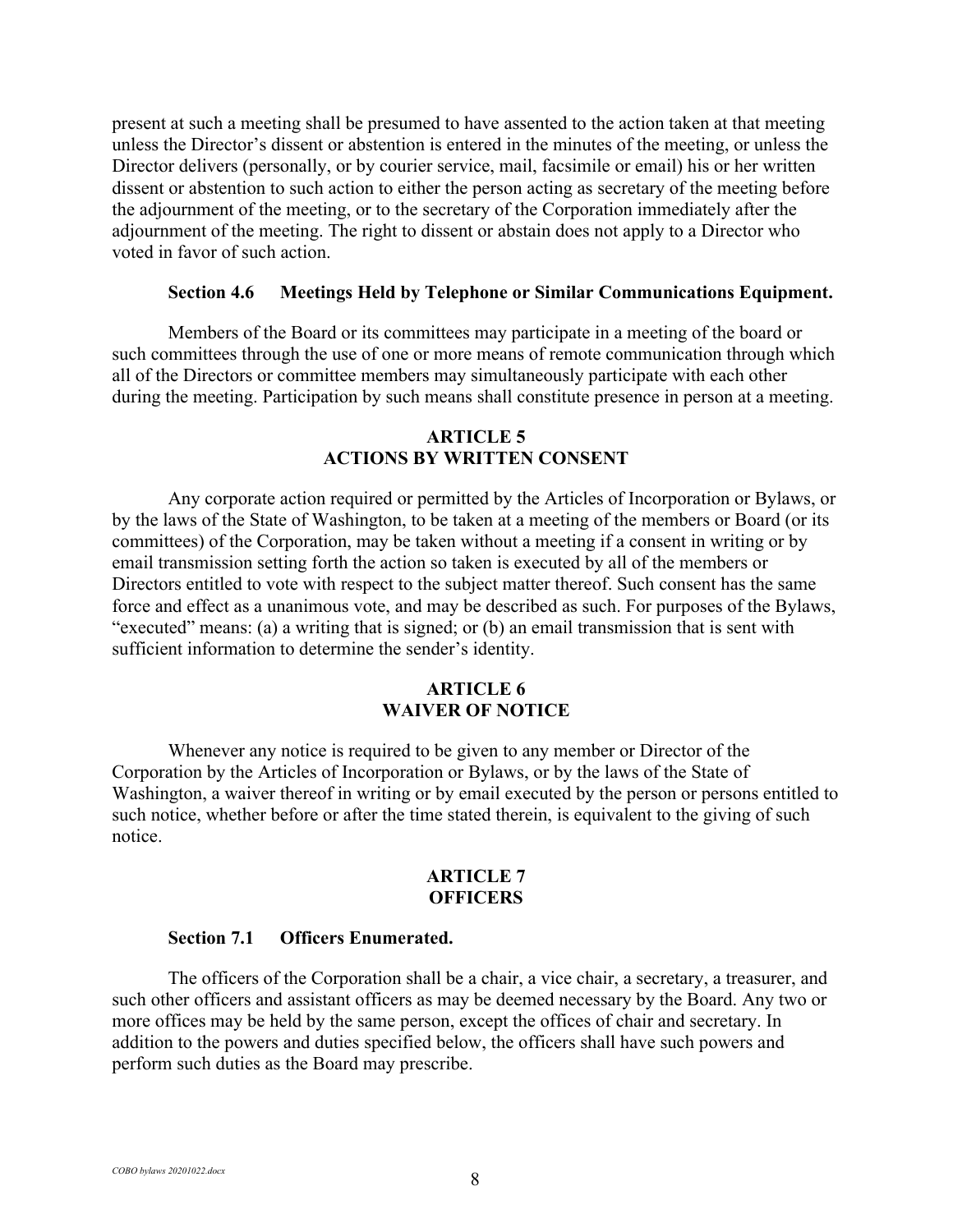present at such a meeting shall be presumed to have assented to the action taken at that meeting unless the Director's dissent or abstention is entered in the minutes of the meeting, or unless the Director delivers (personally, or by courier service, mail, facsimile or email) his or her written dissent or abstention to such action to either the person acting as secretary of the meeting before the adjournment of the meeting, or to the secretary of the Corporation immediately after the adjournment of the meeting. The right to dissent or abstain does not apply to a Director who voted in favor of such action.

### Section 4.6 Meetings Held by Telephone or Similar Communications Equipment.

Members of the Board or its committees may participate in a meeting of the board or such committees through the use of one or more means of remote communication through which all of the Directors or committee members may simultaneously participate with each other during the meeting. Participation by such means shall constitute presence in person at a meeting.

## ARTICLE 5
## ACTIONS BY WRITTEN CONSENT

Any corporate action required or permitted by the Articles of Incorporation or Bylaws, or by the laws of the State of Washington, to be taken at a meeting of the members or Board (or its committees) of the Corporation, may be taken without a meeting if a consent in writing or by email transmission setting forth the action so taken is executed by all of the members or Directors entitled to vote with respect to the subject matter thereof. Such consent has the same force and effect as a unanimous vote, and may be described as such. For purposes of the Bylaws, "executed" means: (a) a writing that is signed; or (b) an email transmission that is sent with sufficient information to determine the sender's identity.

## ARTICLE 6
## WAIVER OF NOTICE

Whenever any notice is required to be given to any member or Director of the Corporation by the Articles of Incorporation or Bylaws, or by the laws of the State of Washington, a waiver thereof in writing or by email executed by the person or persons entitled to such notice, whether before or after the time stated therein, is equivalent to the giving of such notice.

## ARTICLE 7
## OFFICERS

### Section 7.1 Officers Enumerated.

The officers of the Corporation shall be a chair, a vice chair, a secretary, a treasurer, and such other officers and assistant officers as may be deemed necessary by the Board. Any two or more offices may be held by the same person, except the offices of chair and secretary. In addition to the powers and duties specified below, the officers shall have such powers and perform such duties as the Board may prescribe.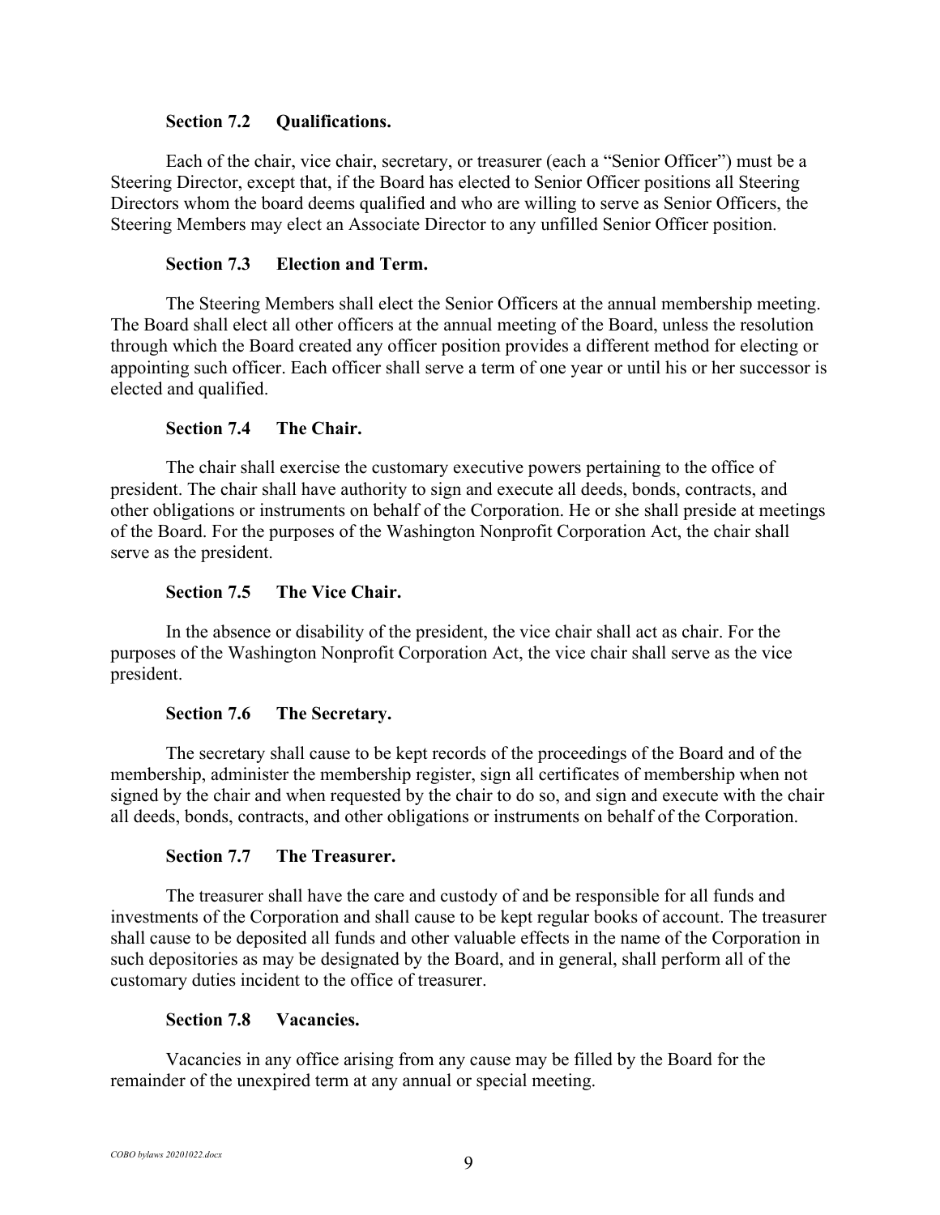### Section 7.2 Qualifications.

Each of the chair, vice chair, secretary, or treasurer (each a "Senior Officer") must be a Steering Director, except that, if the Board has elected to Senior Officer positions all Steering Directors whom the board deems qualified and who are willing to serve as Senior Officers, the Steering Members may elect an Associate Director to any unfilled Senior Officer position.

### Section 7.3 Election and Term.

The Steering Members shall elect the Senior Officers at the annual membership meeting. The Board shall elect all other officers at the annual meeting of the Board, unless the resolution through which the Board created any officer position provides a different method for electing or appointing such officer. Each officer shall serve a term of one year or until his or her successor is elected and qualified.

### Section 7.4 The Chair.

The chair shall exercise the customary executive powers pertaining to the office of president. The chair shall have authority to sign and execute all deeds, bonds, contracts, and other obligations or instruments on behalf of the Corporation. He or she shall preside at meetings of the Board. For the purposes of the Washington Nonprofit Corporation Act, the chair shall serve as the president.

### Section 7.5 The Vice Chair.

In the absence or disability of the president, the vice chair shall act as chair. For the purposes of the Washington Nonprofit Corporation Act, the vice chair shall serve as the vice president.

### Section 7.6 The Secretary.

The secretary shall cause to be kept records of the proceedings of the Board and of the membership, administer the membership register, sign all certificates of membership when not signed by the chair and when requested by the chair to do so, and sign and execute with the chair all deeds, bonds, contracts, and other obligations or instruments on behalf of the Corporation.

### Section 7.7 The Treasurer.

The treasurer shall have the care and custody of and be responsible for all funds and investments of the Corporation and shall cause to be kept regular books of account. The treasurer shall cause to be deposited all funds and other valuable effects in the name of the Corporation in such depositories as may be designated by the Board, and in general, shall perform all of the customary duties incident to the office of treasurer.

### Section 7.8 Vacancies.

Vacancies in any office arising from any cause may be filled by the Board for the remainder of the unexpired term at any annual or special meeting.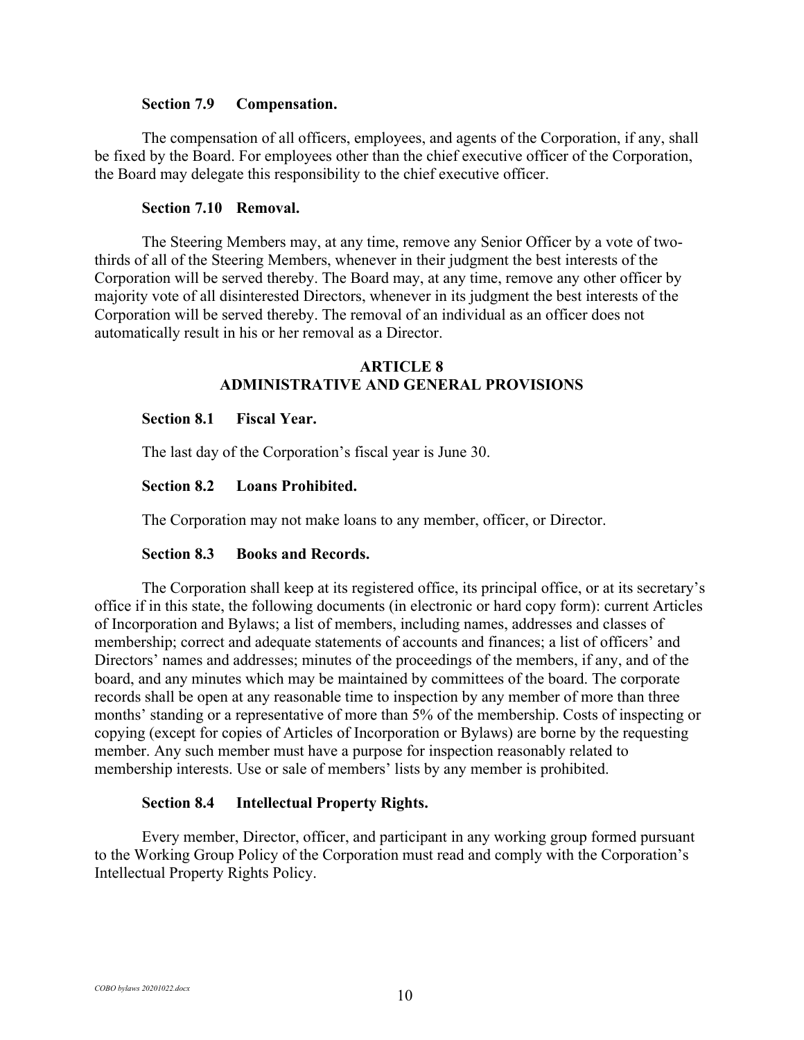### Section 7.9 Compensation.

The compensation of all officers, employees, and agents of the Corporation, if any, shall be fixed by the Board. For employees other than the chief executive officer of the Corporation, the Board may delegate this responsibility to the chief executive officer.

### Section 7.10 Removal.

The Steering Members may, at any time, remove any Senior Officer by a vote of two-thirds of all of the Steering Members, whenever in their judgment the best interests of the Corporation will be served thereby. The Board may, at any time, remove any other officer by majority vote of all disinterested Directors, whenever in its judgment the best interests of the Corporation will be served thereby. The removal of an individual as an officer does not automatically result in his or her removal as a Director.

## ARTICLE 8
## ADMINISTRATIVE AND GENERAL PROVISIONS

### Section 8.1 Fiscal Year.

The last day of the Corporation's fiscal year is June 30.

### Section 8.2 Loans Prohibited.

The Corporation may not make loans to any member, officer, or Director.

### Section 8.3 Books and Records.

The Corporation shall keep at its registered office, its principal office, or at its secretary's office if in this state, the following documents (in electronic or hard copy form): current Articles of Incorporation and Bylaws; a list of members, including names, addresses and classes of membership; correct and adequate statements of accounts and finances; a list of officers' and Directors' names and addresses; minutes of the proceedings of the members, if any, and of the board, and any minutes which may be maintained by committees of the board. The corporate records shall be open at any reasonable time to inspection by any member of more than three months' standing or a representative of more than 5% of the membership. Costs of inspecting or copying (except for copies of Articles of Incorporation or Bylaws) are borne by the requesting member. Any such member must have a purpose for inspection reasonably related to membership interests. Use or sale of members' lists by any member is prohibited.

### Section 8.4 Intellectual Property Rights.

Every member, Director, officer, and participant in any working group formed pursuant to the Working Group Policy of the Corporation must read and comply with the Corporation's Intellectual Property Rights Policy.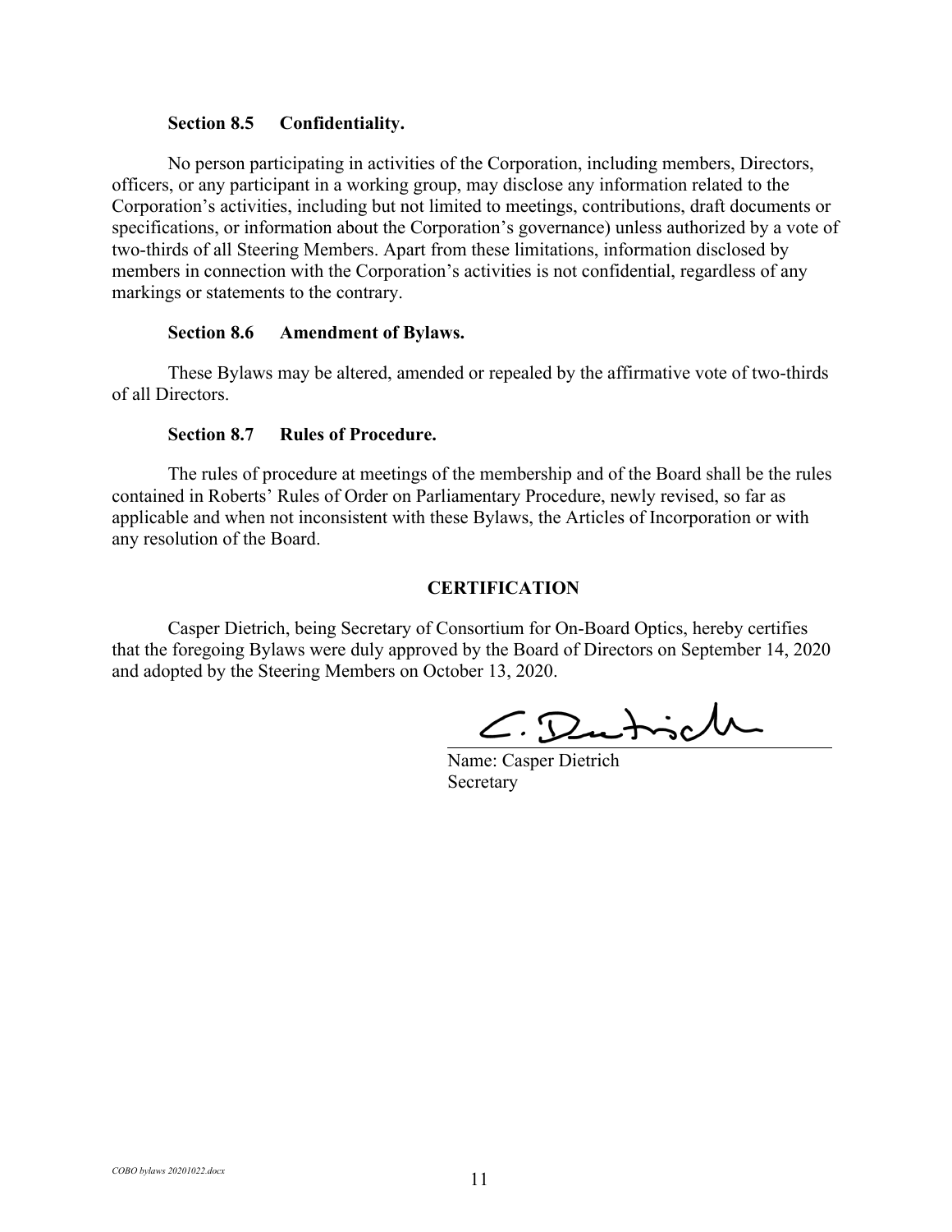**Section 8.5 Confidentiality.**

No person participating in activities of the Corporation, including members, Directors, officers, or any participant in a working group, may disclose any information related to the Corporation's activities, including but not limited to meetings, contributions, draft documents or specifications, or information about the Corporation's governance) unless authorized by a vote of two-thirds of all Steering Members. Apart from these limitations, information disclosed by members in connection with the Corporation's activities is not confidential, regardless of any markings or statements to the contrary.

**Section 8.6 Amendment of Bylaws.**

These Bylaws may be altered, amended or repealed by the affirmative vote of two-thirds of all Directors.

**Section 8.7 Rules of Procedure.**

The rules of procedure at meetings of the membership and of the Board shall be the rules contained in Roberts' Rules of Order on Parliamentary Procedure, newly revised, so far as applicable and when not inconsistent with these Bylaws, the Articles of Incorporation or with any resolution of the Board.

## CERTIFICATION

Casper Dietrich, being Secretary of Consortium for On-Board Optics, hereby certifies that the foregoing Bylaws were duly approved by the Board of Directors on September 14, 2020 and adopted by the Steering Members on October 13, 2020.

Name: Casper Dietrich
Secretary

*COBO bylaws 20201022.docx*